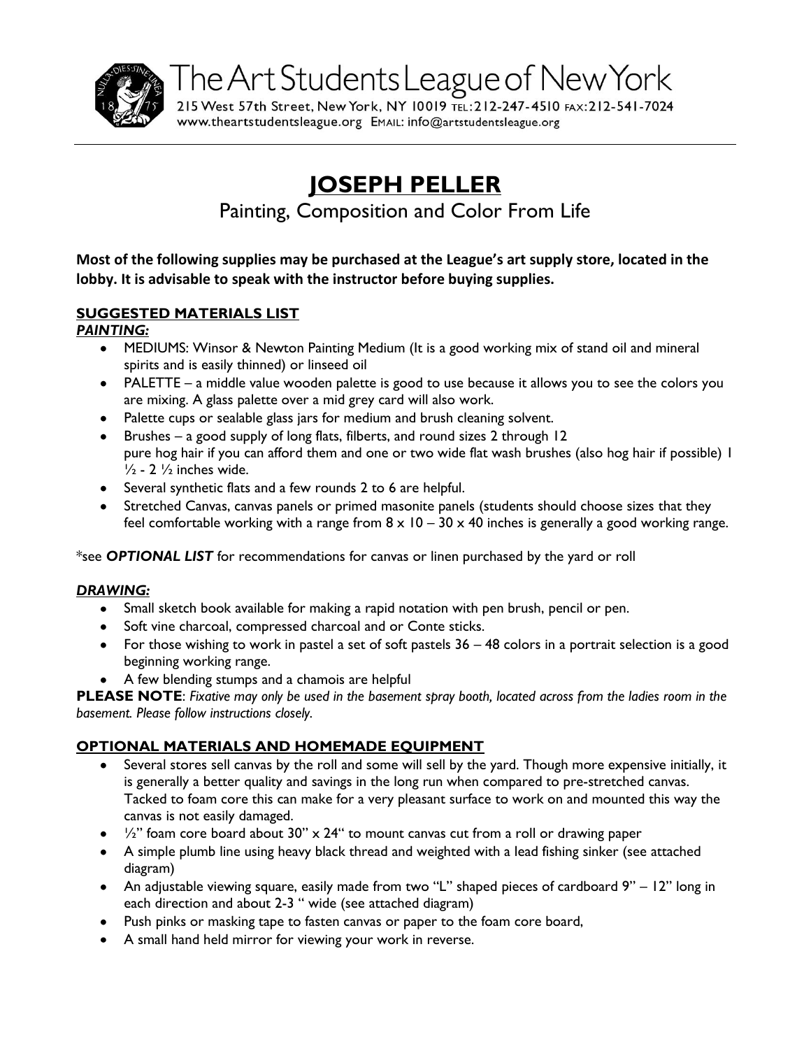# The Art Students League of New York

215 West 57th Street, New York, NY 10019 TEL: 212-247-4510 FAX: 212-541-7024
www.theartstudentsleague.org EMAIL: info@artstudentsleague.org

---

## JOSEPH PELLER

### Painting, Composition and Color From Life

**Most of the following supplies may be purchased at the League's art supply store, located in the lobby. It is advisable to speak with the instructor before buying supplies.**

**SUGGESTED MATERIALS LIST**

***PAINTING:***

- MEDIUMS: Winsor & Newton Painting Medium (It is a good working mix of stand oil and mineral spirits and is easily thinned) or linseed oil
- PALETTE – a middle value wooden palette is good to use because it allows you to see the colors you are mixing. A glass palette over a mid grey card will also work.
- Palette cups or sealable glass jars for medium and brush cleaning solvent.
- Brushes – a good supply of long flats, filberts, and round sizes 2 through 12 pure hog hair if you can afford them and one or two wide flat wash brushes (also hog hair if possible) 1 ½ - 2 ½ inches wide.
- Several synthetic flats and a few rounds 2 to 6 are helpful.
- Stretched Canvas, canvas panels or primed masonite panels (students should choose sizes that they feel comfortable working with a range from 8 x 10 – 30 x 40 inches is generally a good working range.

*see ***OPTIONAL LIST*** for recommendations for canvas or linen purchased by the yard or roll

***DRAWING:***

- Small sketch book available for making a rapid notation with pen brush, pencil or pen.
- Soft vine charcoal, compressed charcoal and or Conte sticks.
- For those wishing to work in pastel a set of soft pastels 36 – 48 colors in a portrait selection is a good beginning working range.
- A few blending stumps and a chamois are helpful

**PLEASE NOTE**: *Fixative may only be used in the basement spray booth, located across from the ladies room in the basement. Please follow instructions closely.*

**OPTIONAL MATERIALS AND HOMEMADE EQUIPMENT**

- Several stores sell canvas by the roll and some will sell by the yard. Though more expensive initially, it is generally a better quality and savings in the long run when compared to pre-stretched canvas. Tacked to foam core this can make for a very pleasant surface to work on and mounted this way the canvas is not easily damaged.
- ½" foam core board about 30" x 24" to mount canvas cut from a roll or drawing paper
- A simple plumb line using heavy black thread and weighted with a lead fishing sinker (see attached diagram)
- An adjustable viewing square, easily made from two "L" shaped pieces of cardboard 9" – 12" long in each direction and about 2-3 " wide (see attached diagram)
- Push pinks or masking tape to fasten canvas or paper to the foam core board,
- A small hand held mirror for viewing your work in reverse.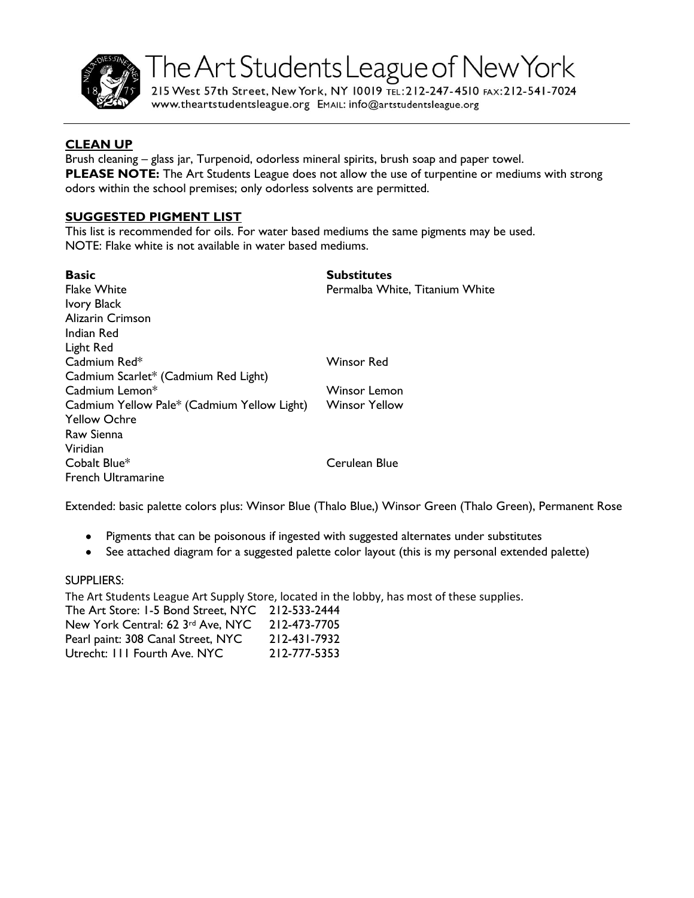## CLEAN UP

Brush cleaning – glass jar, Turpenoid, odorless mineral spirits, brush soap and paper towel.

**PLEASE NOTE:** The Art Students League does not allow the use of turpentine or mediums with strong odors within the school premises; only odorless solvents are permitted.

## SUGGESTED PIGMENT LIST

This list is recommended for oils. For water based mediums the same pigments may be used.
NOTE: Flake white is not available in water based mediums.

| **Basic** | **Substitutes** |
| --- | --- |
| Flake White | Permalba White, Titanium White |
| Ivory Black | |
| Alizarin Crimson | |
| Indian Red | |
| Light Red | |
| Cadmium Red* | Winsor Red |
| Cadmium Scarlet* (Cadmium Red Light) | |
| Cadmium Lemon* | Winsor Lemon |
| Cadmium Yellow Pale* (Cadmium Yellow Light) | Winsor Yellow |
| Yellow Ochre | |
| Raw Sienna | |
| Viridian | |
| Cobalt Blue* | Cerulean Blue |
| French Ultramarine | |

Extended: basic palette colors plus: Winsor Blue (Thalo Blue,) Winsor Green (Thalo Green), Permanent Rose

- Pigments that can be poisonous if ingested with suggested alternates under substitutes
- See attached diagram for a suggested palette color layout (this is my personal extended palette)

SUPPLIERS:

The Art Students League Art Supply Store, located in the lobby, has most of these supplies.

| | |
| --- | --- |
| The Art Store: 1-5 Bond Street, NYC | 212-533-2444 |
| New York Central: 62 3rd Ave, NYC | 212-473-7705 |
| Pearl paint: 308 Canal Street, NYC | 212-431-7932 |
| Utrecht: 111 Fourth Ave. NYC | 212-777-5353 |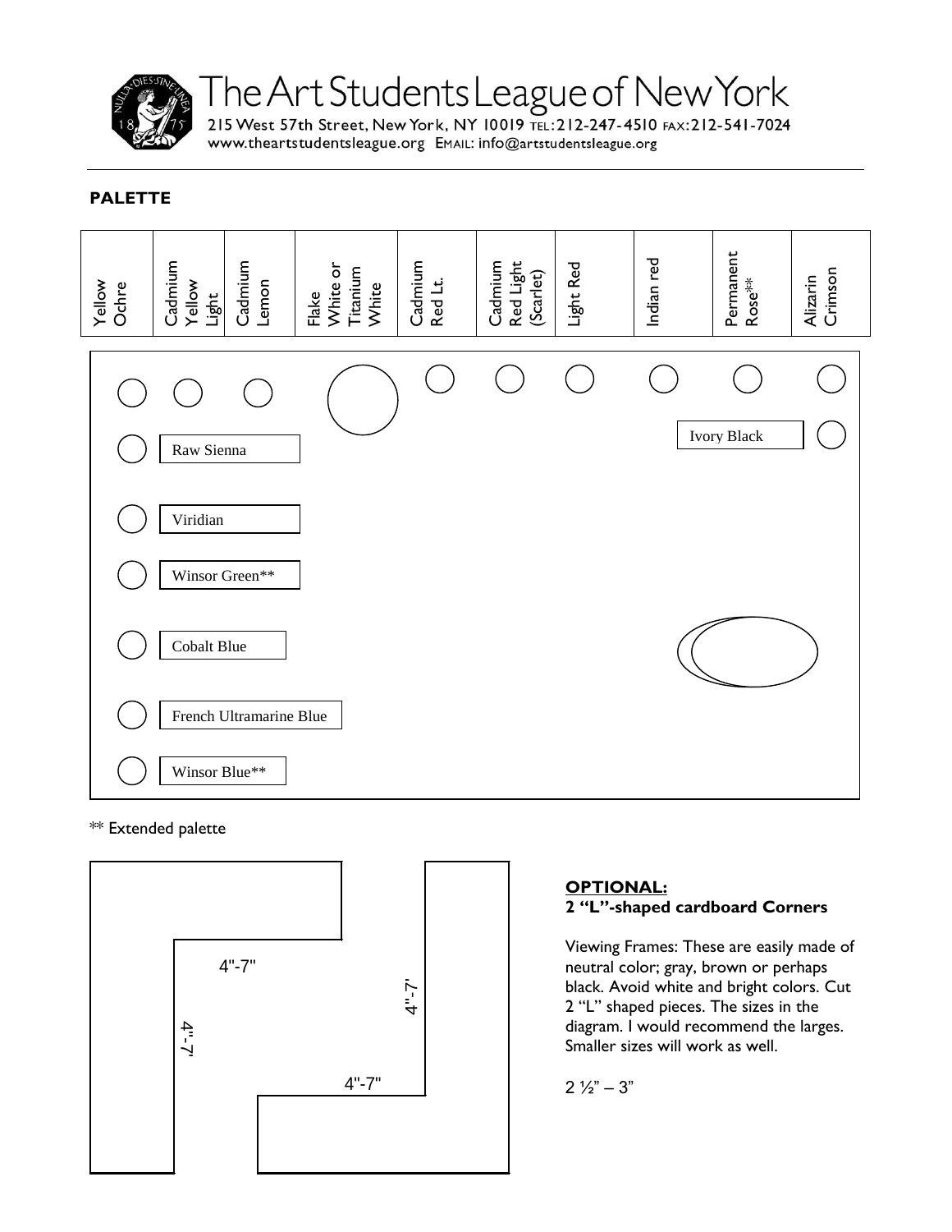# The Art Students League of New York

215 West 57th Street, New York, NY 10019 TEL: 212-247-4510 FAX: 212-541-7024
www.theartstudentsleague.org EMAIL: info@artstudentsleague.org

**PALETTE**

| Yellow Ochre | Cadmium Yellow Light | Cadmium Lemon | Flake White or Titanium White | Cadmium Red Lt. | Cadmium Red Light (Scarlet) | Light Red | Indian red | Permanent Rose** | Alizarin Crimson |
|---|---|---|---|---|---|---|---|---|---|

Raw Sienna

Viridian

Winsor Green**

Cobalt Blue

French Ultramarine Blue

Winsor Blue**

Ivory Black

** Extended palette

4"-7"

4"-7'

4"-7'

4"-7"

**OPTIONAL:**
**2 "L"-shaped cardboard Corners**

Viewing Frames: These are easily made of neutral color; gray, brown or perhaps black. Avoid white and bright colors. Cut 2 "L" shaped pieces. The sizes in the diagram. I would recommend the larges. Smaller sizes will work as well.

2 ½" – 3"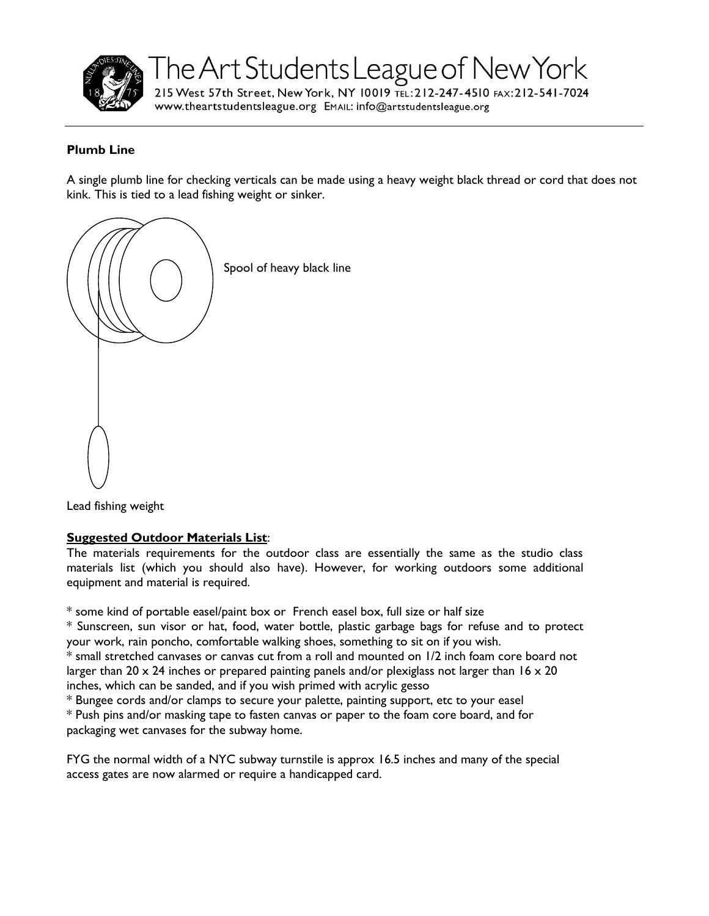**Plumb Line**

A single plumb line for checking verticals can be made using a heavy weight black thread or cord that does not kink. This is tied to a lead fishing weight or sinker.

Spool of heavy black line

Lead fishing weight

**<u>Suggested Outdoor Materials List</u>**:

The materials requirements for the outdoor class are essentially the same as the studio class materials list (which you should also have). However, for working outdoors some additional equipment and material is required.

* some kind of portable easel/paint box or French easel box, full size or half size
* Sunscreen, sun visor or hat, food, water bottle, plastic garbage bags for refuse and to protect your work, rain poncho, comfortable walking shoes, something to sit on if you wish.
* small stretched canvases or canvas cut from a roll and mounted on 1/2 inch foam core board not larger than 20 x 24 inches or prepared painting panels and/or plexiglass not larger than 16 x 20 inches, which can be sanded, and if you wish primed with acrylic gesso
* Bungee cords and/or clamps to secure your palette, painting support, etc to your easel
* Push pins and/or masking tape to fasten canvas or paper to the foam core board, and for packaging wet canvases for the subway home.

FYG the normal width of a NYC subway turnstile is approx 16.5 inches and many of the special access gates are now alarmed or require a handicapped card.